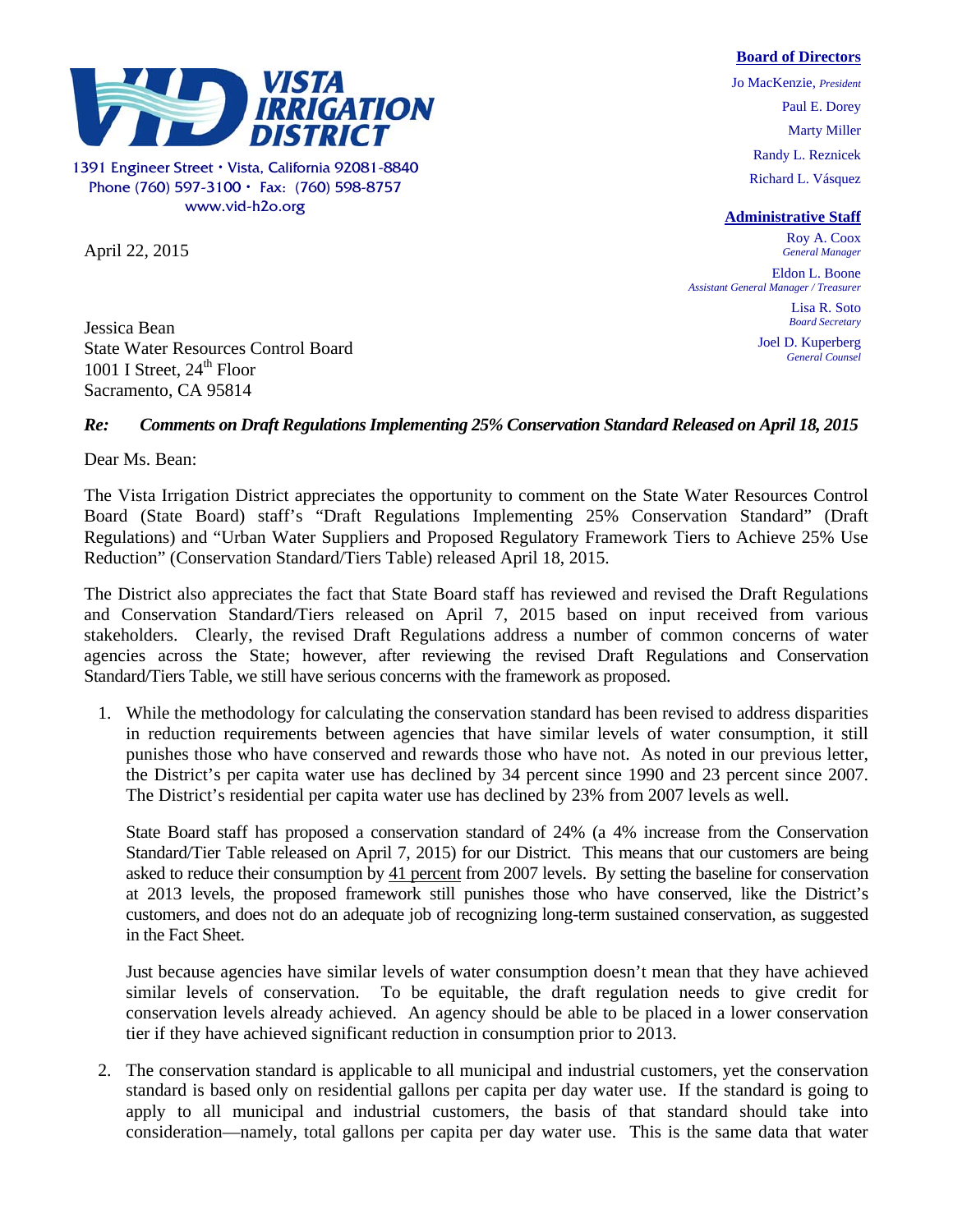**VISTA IRRIGATION DISTRICT**

1391 Engineer Street • Vista, California 92081-8840
Phone (760) 597-3100 • Fax: (760) 598-8757
www.vid-h2o.org

**Board of Directors**

Jo MacKenzie, *President*
Paul E. Dorey
Marty Miller
Randy L. Reznicek
Richard L. Vásquez

**Administrative Staff**

Roy A. Coox
*General Manager*

Eldon L. Boone
*Assistant General Manager / Treasurer*

Lisa R. Soto
*Board Secretary*

Joel D. Kuperberg
*General Counsel*

April 22, 2015

Jessica Bean
State Water Resources Control Board
1001 I Street, 24th Floor
Sacramento, CA 95814

***Re: Comments on Draft Regulations Implementing 25% Conservation Standard Released on April 18, 2015***

Dear Ms. Bean:

The Vista Irrigation District appreciates the opportunity to comment on the State Water Resources Control Board (State Board) staff's "Draft Regulations Implementing 25% Conservation Standard" (Draft Regulations) and "Urban Water Suppliers and Proposed Regulatory Framework Tiers to Achieve 25% Use Reduction" (Conservation Standard/Tiers Table) released April 18, 2015.

The District also appreciates the fact that State Board staff has reviewed and revised the Draft Regulations and Conservation Standard/Tiers released on April 7, 2015 based on input received from various stakeholders. Clearly, the revised Draft Regulations address a number of common concerns of water agencies across the State; however, after reviewing the revised Draft Regulations and Conservation Standard/Tiers Table, we still have serious concerns with the framework as proposed.

1. While the methodology for calculating the conservation standard has been revised to address disparities in reduction requirements between agencies that have similar levels of water consumption, it still punishes those who have conserved and rewards those who have not. As noted in our previous letter, the District's per capita water use has declined by 34 percent since 1990 and 23 percent since 2007. The District's residential per capita water use has declined by 23% from 2007 levels as well.

   State Board staff has proposed a conservation standard of 24% (a 4% increase from the Conservation Standard/Tier Table released on April 7, 2015) for our District. This means that our customers are being asked to reduce their consumption by <u>41 percent</u> from 2007 levels. By setting the baseline for conservation at 2013 levels, the proposed framework still punishes those who have conserved, like the District's customers, and does not do an adequate job of recognizing long-term sustained conservation, as suggested in the Fact Sheet.

   Just because agencies have similar levels of water consumption doesn't mean that they have achieved similar levels of conservation. To be equitable, the draft regulation needs to give credit for conservation levels already achieved. An agency should be able to be placed in a lower conservation tier if they have achieved significant reduction in consumption prior to 2013.

2. The conservation standard is applicable to all municipal and industrial customers, yet the conservation standard is based only on residential gallons per capita per day water use. If the standard is going to apply to all municipal and industrial customers, the basis of that standard should take into consideration—namely, total gallons per capita per day water use. This is the same data that water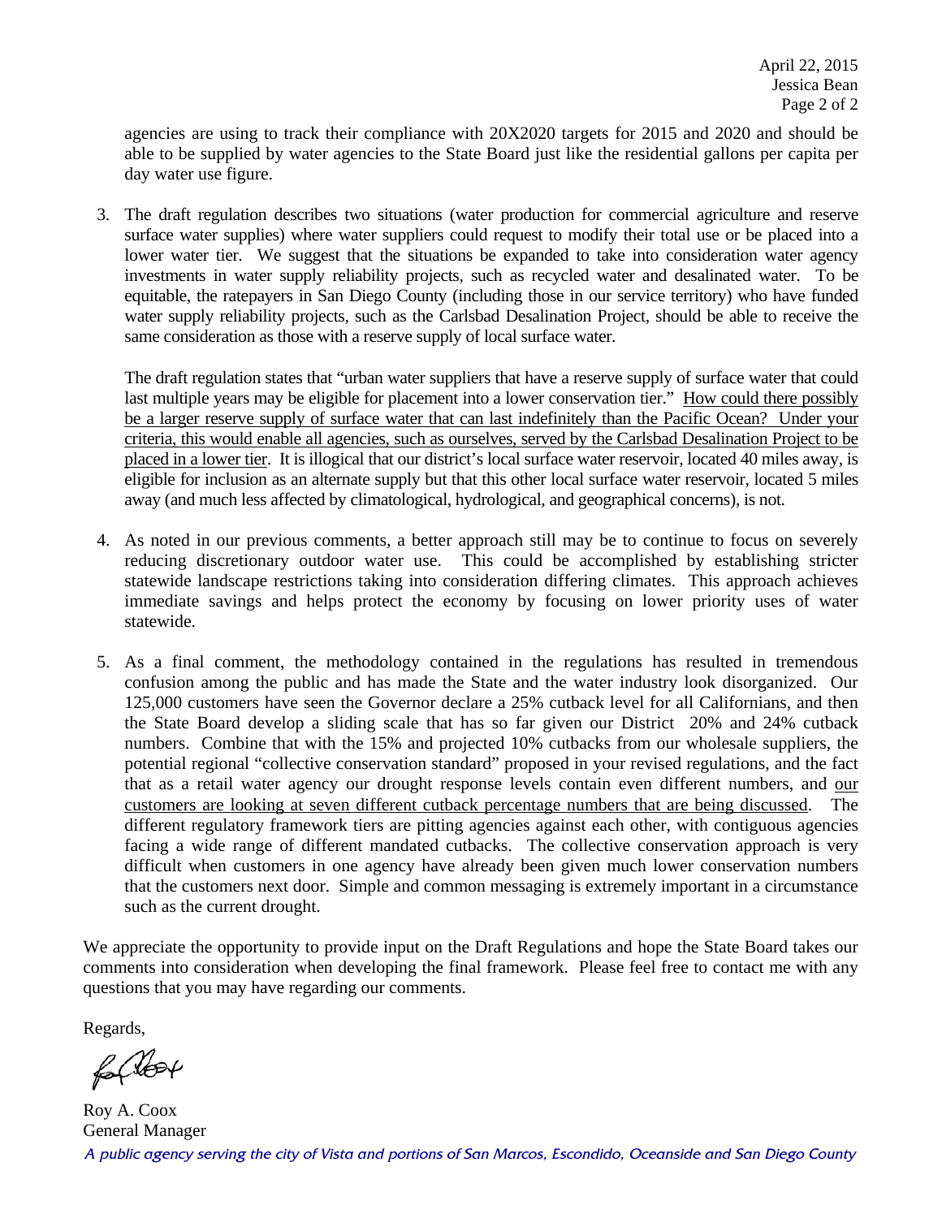agencies are using to track their compliance with 20X2020 targets for 2015 and 2020 and should be able to be supplied by water agencies to the State Board just like the residential gallons per capita per day water use figure.

3. The draft regulation describes two situations (water production for commercial agriculture and reserve surface water supplies) where water suppliers could request to modify their total use or be placed into a lower water tier. We suggest that the situations be expanded to take into consideration water agency investments in water supply reliability projects, such as recycled water and desalinated water. To be equitable, the ratepayers in San Diego County (including those in our service territory) who have funded water supply reliability projects, such as the Carlsbad Desalination Project, should be able to receive the same consideration as those with a reserve supply of local surface water.

   The draft regulation states that "urban water suppliers that have a reserve supply of surface water that could last multiple years may be eligible for placement into a lower conservation tier." <u>How could there possibly be a larger reserve supply of surface water that can last indefinitely than the Pacific Ocean? Under your criteria, this would enable all agencies, such as ourselves, served by the Carlsbad Desalination Project to be placed in a lower tier</u>. It is illogical that our district's local surface water reservoir, located 40 miles away, is eligible for inclusion as an alternate supply but that this other local surface water reservoir, located 5 miles away (and much less affected by climatological, hydrological, and geographical concerns), is not.

4. As noted in our previous comments, a better approach still may be to continue to focus on severely reducing discretionary outdoor water use. This could be accomplished by establishing stricter statewide landscape restrictions taking into consideration differing climates. This approach achieves immediate savings and helps protect the economy by focusing on lower priority uses of water statewide.

5. As a final comment, the methodology contained in the regulations has resulted in tremendous confusion among the public and has made the State and the water industry look disorganized. Our 125,000 customers have seen the Governor declare a 25% cutback level for all Californians, and then the State Board develop a sliding scale that has so far given our District 20% and 24% cutback numbers. Combine that with the 15% and projected 10% cutbacks from our wholesale suppliers, the potential regional "collective conservation standard" proposed in your revised regulations, and the fact that as a retail water agency our drought response levels contain even different numbers, and <u>our customers are looking at seven different cutback percentage numbers that are being discussed</u>. The different regulatory framework tiers are pitting agencies against each other, with contiguous agencies facing a wide range of different mandated cutbacks. The collective conservation approach is very difficult when customers in one agency have already been given much lower conservation numbers that the customers next door. Simple and common messaging is extremely important in a circumstance such as the current drought.

We appreciate the opportunity to provide input on the Draft Regulations and hope the State Board takes our comments into consideration when developing the final framework. Please feel free to contact me with any questions that you may have regarding our comments.

Regards,

Roy A. Coox
General Manager

*A public agency serving the city of Vista and portions of San Marcos, Escondido, Oceanside and San Diego County*